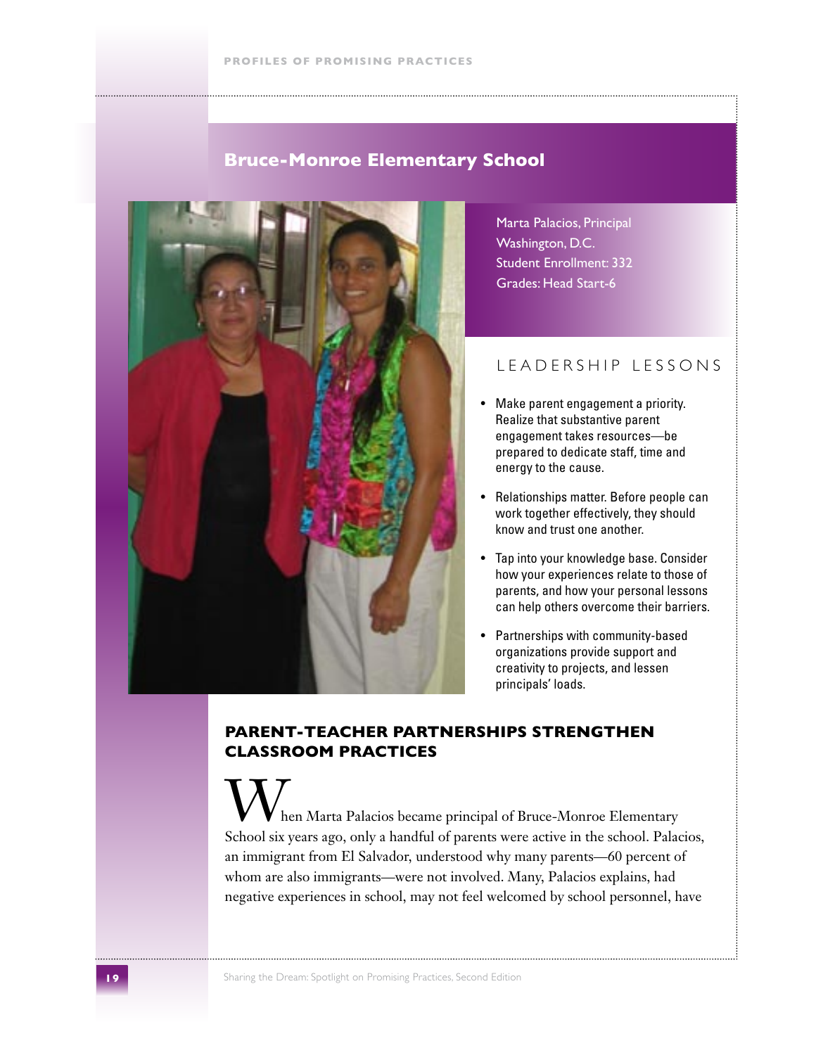## Bruce-Monroe Elementary School

Marta Palacios, Principal
Washington, D.C.
Student Enrollment: 332
Grades: Head Start-6

### LEADERSHIP LESSONS

- Make parent engagement a priority. Realize that substantive parent engagement takes resources—be prepared to dedicate staff, time and energy to the cause.
- Relationships matter. Before people can work together effectively, they should know and trust one another.
- Tap into your knowledge base. Consider how your experiences relate to those of parents, and how your personal lessons can help others overcome their barriers.
- Partnerships with community-based organizations provide support and creativity to projects, and lessen principals' loads.

### PARENT-TEACHER PARTNERSHIPS STRENGTHEN CLASSROOM PRACTICES

When Marta Palacios became principal of Bruce-Monroe Elementary School six years ago, only a handful of parents were active in the school. Palacios, an immigrant from El Salvador, understood why many parents—60 percent of whom are also immigrants—were not involved. Many, Palacios explains, had negative experiences in school, may not feel welcomed by school personnel, have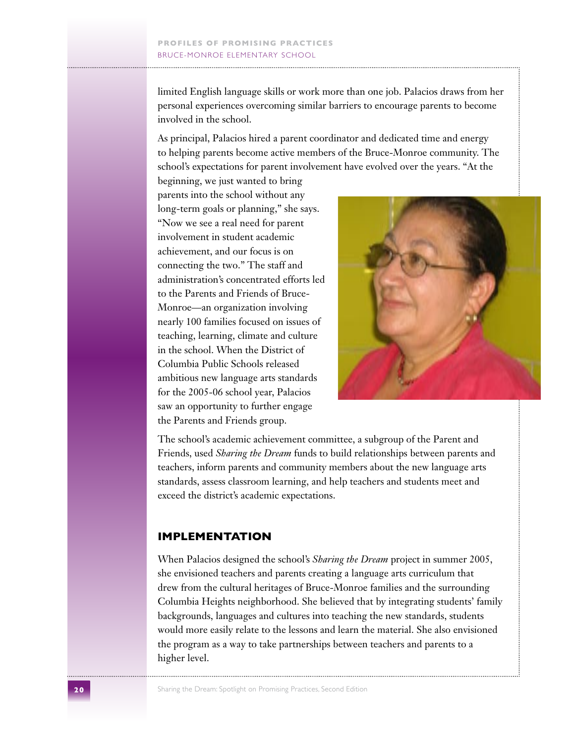limited English language skills or work more than one job. Palacios draws from her personal experiences overcoming similar barriers to encourage parents to become involved in the school.

As principal, Palacios hired a parent coordinator and dedicated time and energy to helping parents become active members of the Bruce-Monroe community. The school's expectations for parent involvement have evolved over the years. "At the beginning, we just wanted to bring parents into the school without any long-term goals or planning," she says. "Now we see a real need for parent involvement in student academic achievement, and our focus is on connecting the two." The staff and administration's concentrated efforts led to the Parents and Friends of Bruce-Monroe—an organization involving nearly 100 families focused on issues of teaching, learning, climate and culture in the school. When the District of Columbia Public Schools released ambitious new language arts standards for the 2005-06 school year, Palacios saw an opportunity to further engage the Parents and Friends group.

The school's academic achievement committee, a subgroup of the Parent and Friends, used *Sharing the Dream* funds to build relationships between parents and teachers, inform parents and community members about the new language arts standards, assess classroom learning, and help teachers and students meet and exceed the district's academic expectations.

## IMPLEMENTATION

When Palacios designed the school's *Sharing the Dream* project in summer 2005, she envisioned teachers and parents creating a language arts curriculum that drew from the cultural heritages of Bruce-Monroe families and the surrounding Columbia Heights neighborhood. She believed that by integrating students' family backgrounds, languages and cultures into teaching the new standards, students would more easily relate to the lessons and learn the material. She also envisioned the program as a way to take partnerships between teachers and parents to a higher level.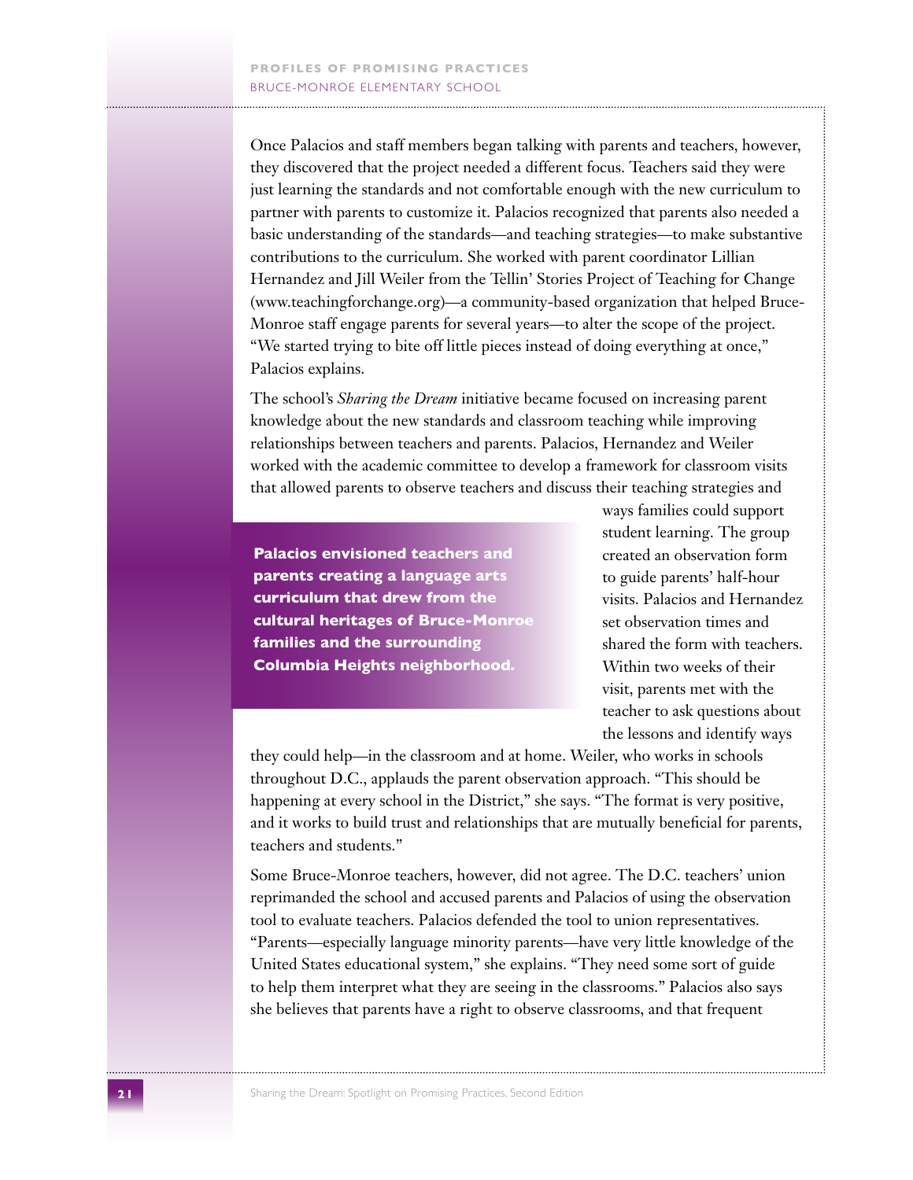Once Palacios and staff members began talking with parents and teachers, however, they discovered that the project needed a different focus. Teachers said they were just learning the standards and not comfortable enough with the new curriculum to partner with parents to customize it. Palacios recognized that parents also needed a basic understanding of the standards—and teaching strategies—to make substantive contributions to the curriculum. She worked with parent coordinator Lillian Hernandez and Jill Weiler from the Tellin' Stories Project of Teaching for Change (www.teachingforchange.org)—a community-based organization that helped Bruce-Monroe staff engage parents for several years—to alter the scope of the project. "We started trying to bite off little pieces instead of doing everything at once," Palacios explains.

The school's *Sharing the Dream* initiative became focused on increasing parent knowledge about the new standards and classroom teaching while improving relationships between teachers and parents. Palacios, Hernandez and Weiler worked with the academic committee to develop a framework for classroom visits that allowed parents to observe teachers and discuss their teaching strategies and ways families could support student learning. The group created an observation form to guide parents' half-hour visits. Palacios and Hernandez set observation times and shared the form with teachers. Within two weeks of their visit, parents met with the teacher to ask questions about the lessons and identify ways they could help—in the classroom and at home. Weiler, who works in schools throughout D.C., applauds the parent observation approach. "This should be happening at every school in the District," she says. "The format is very positive, and it works to build trust and relationships that are mutually beneficial for parents, teachers and students."

**Palacios envisioned teachers and parents creating a language arts curriculum that drew from the cultural heritages of Bruce-Monroe families and the surrounding Columbia Heights neighborhood.**

Some Bruce-Monroe teachers, however, did not agree. The D.C. teachers' union reprimanded the school and accused parents and Palacios of using the observation tool to evaluate teachers. Palacios defended the tool to union representatives. "Parents—especially language minority parents—have very little knowledge of the United States educational system," she explains. "They need some sort of guide to help them interpret what they are seeing in the classrooms." Palacios also says she believes that parents have a right to observe classrooms, and that frequent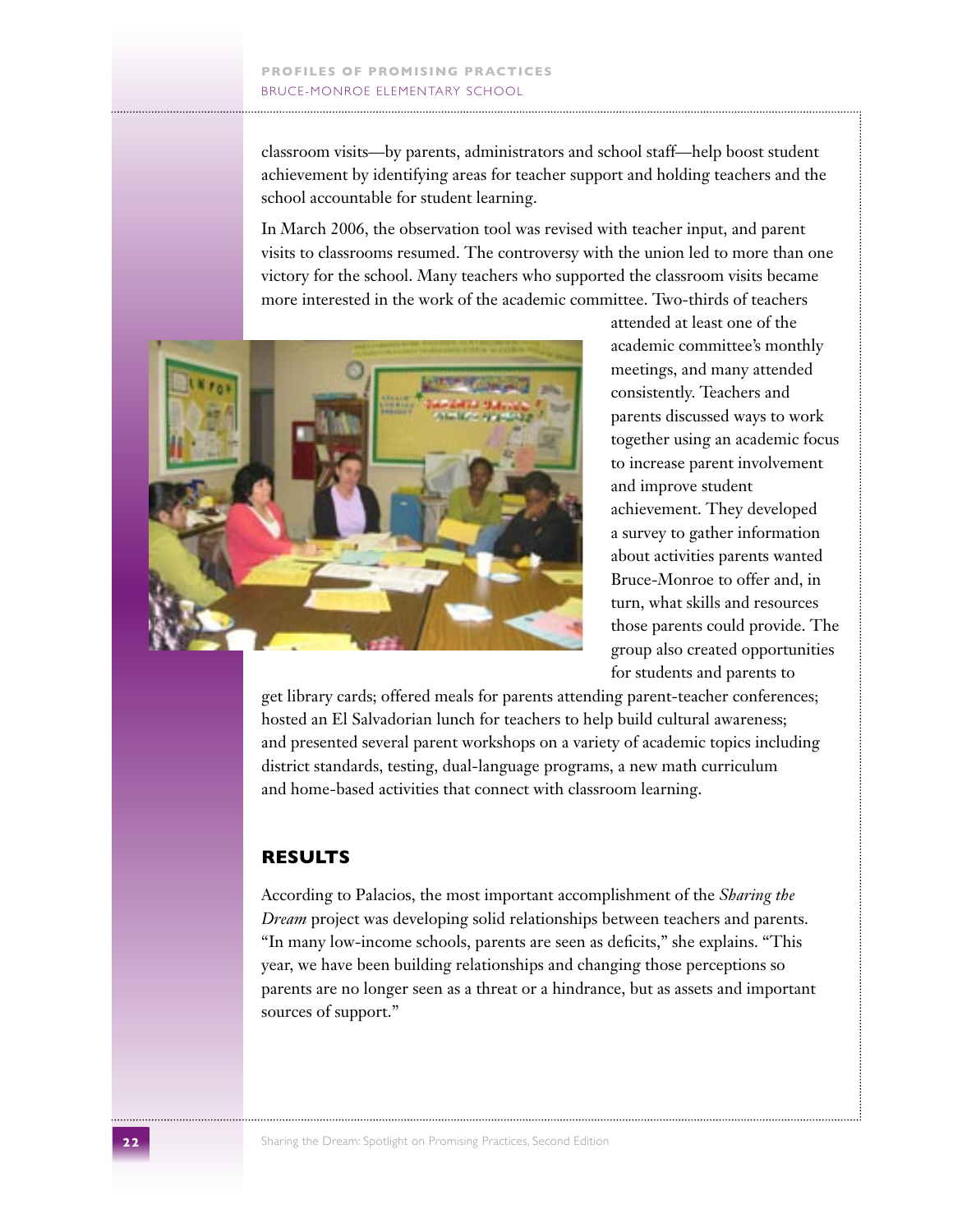classroom visits—by parents, administrators and school staff—help boost student achievement by identifying areas for teacher support and holding teachers and the school accountable for student learning.

In March 2006, the observation tool was revised with teacher input, and parent visits to classrooms resumed. The controversy with the union led to more than one victory for the school. Many teachers who supported the classroom visits became more interested in the work of the academic committee. Two-thirds of teachers attended at least one of the academic committee's monthly meetings, and many attended consistently. Teachers and parents discussed ways to work together using an academic focus to increase parent involvement and improve student achievement. They developed a survey to gather information about activities parents wanted Bruce-Monroe to offer and, in turn, what skills and resources those parents could provide. The group also created opportunities for students and parents to get library cards; offered meals for parents attending parent-teacher conferences; hosted an El Salvadorian lunch for teachers to help build cultural awareness; and presented several parent workshops on a variety of academic topics including district standards, testing, dual-language programs, a new math curriculum and home-based activities that connect with classroom learning.

## RESULTS

According to Palacios, the most important accomplishment of the *Sharing the Dream* project was developing solid relationships between teachers and parents. "In many low-income schools, parents are seen as deficits," she explains. "This year, we have been building relationships and changing those perceptions so parents are no longer seen as a threat or a hindrance, but as assets and important sources of support."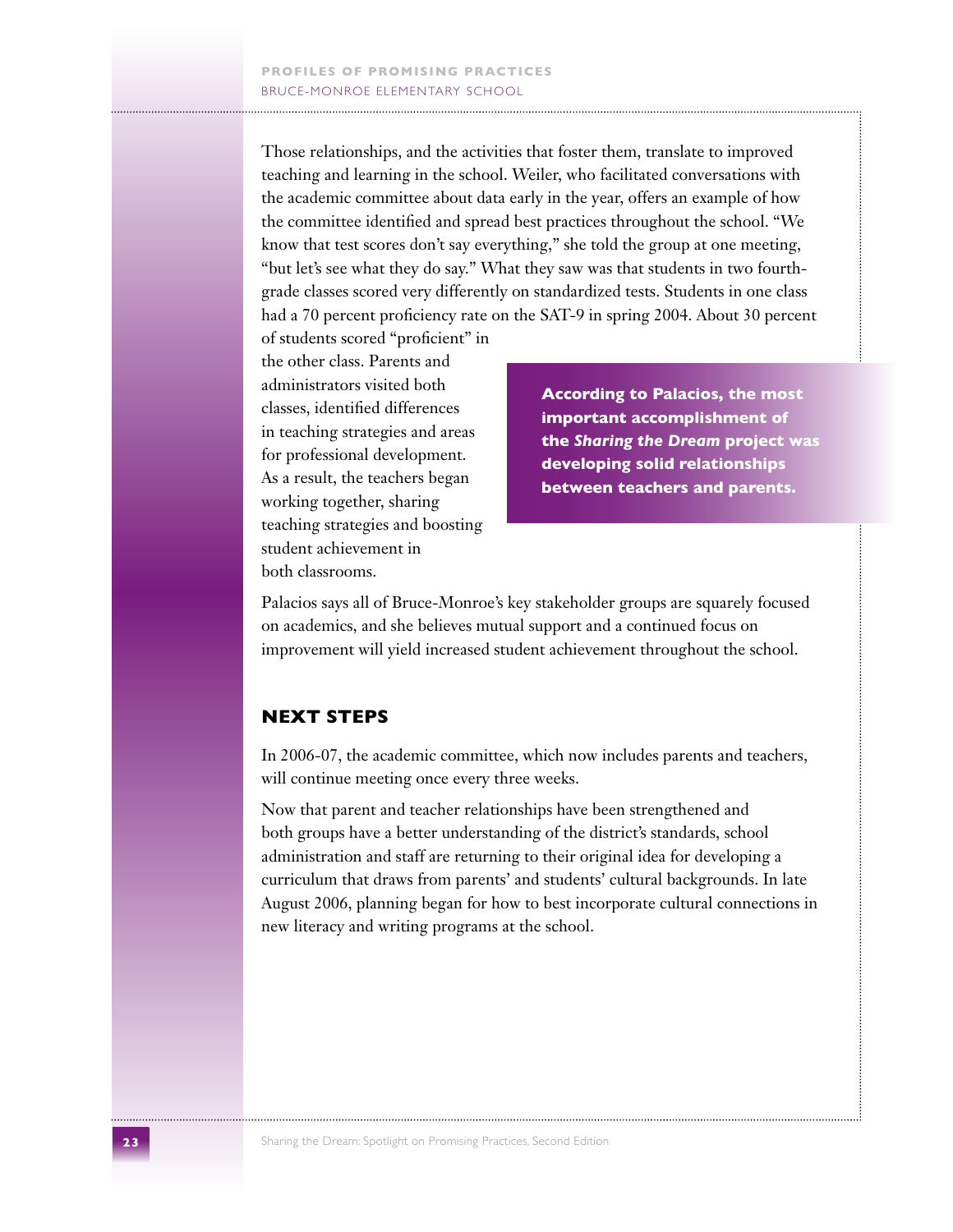Those relationships, and the activities that foster them, translate to improved teaching and learning in the school. Weiler, who facilitated conversations with the academic committee about data early in the year, offers an example of how the committee identified and spread best practices throughout the school. "We know that test scores don't say everything," she told the group at one meeting, "but let's see what they do say." What they saw was that students in two fourth-grade classes scored very differently on standardized tests. Students in one class had a 70 percent proficiency rate on the SAT-9 in spring 2004. About 30 percent of students scored "proficient" in the other class. Parents and administrators visited both classes, identified differences in teaching strategies and areas for professional development. As a result, the teachers began working together, sharing teaching strategies and boosting student achievement in both classrooms.

**According to Palacios, the most important accomplishment of the *Sharing the Dream* project was developing solid relationships between teachers and parents.**

Palacios says all of Bruce-Monroe's key stakeholder groups are squarely focused on academics, and she believes mutual support and a continued focus on improvement will yield increased student achievement throughout the school.

## NEXT STEPS

In 2006-07, the academic committee, which now includes parents and teachers, will continue meeting once every three weeks.

Now that parent and teacher relationships have been strengthened and both groups have a better understanding of the district's standards, school administration and staff are returning to their original idea for developing a curriculum that draws from parents' and students' cultural backgrounds. In late August 2006, planning began for how to best incorporate cultural connections in new literacy and writing programs at the school.